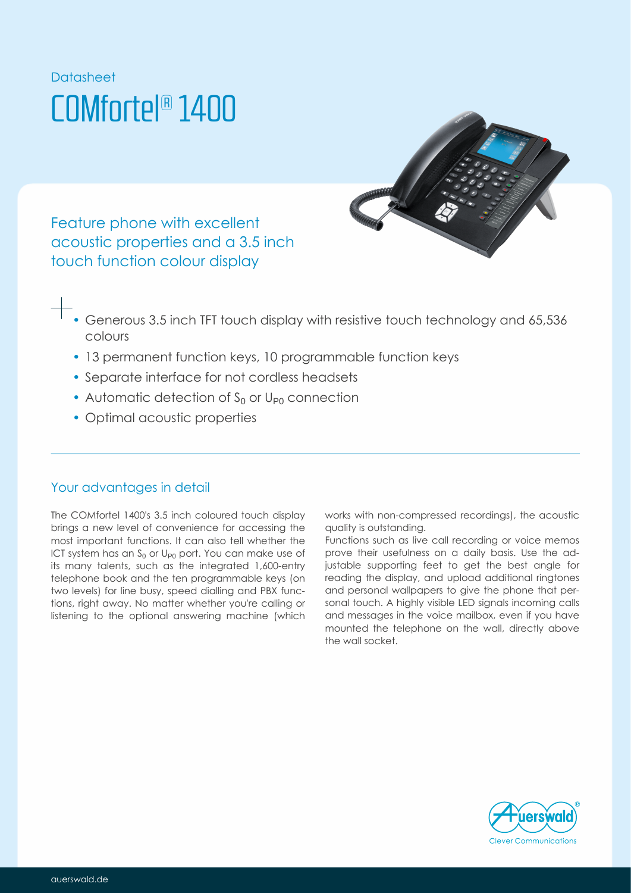Datasheet

# COMfortel® 1400

## Feature phone with excellent acoustic properties and a 3.5 inch touch function colour display

- Generous 3.5 inch TFT touch display with resistive touch technology and 65,536 colours
- 13 permanent function keys, 10 programmable function keys
- Separate interface for not cordless headsets
- Automatic detection of $S_0$ or $U_{P0}$ connection
- Optimal acoustic properties

### Your advantages in detail

The COMfortel 1400's 3.5 inch coloured touch display brings a new level of convenience for accessing the most important functions. It can also tell whether the ICT system has an $S_0$ or $U_{P0}$ port. You can make use of its many talents, such as the integrated 1,600-entry telephone book and the ten programmable keys (on two levels) for line busy, speed dialling and PBX functions, right away. No matter whether you're calling or listening to the optional answering machine (which works with non-compressed recordings), the acoustic quality is outstanding.

Functions such as live call recording or voice memos prove their usefulness on a daily basis. Use the adjustable supporting feet to get the best angle for reading the display, and upload additional ringtones and personal wallpapers to give the phone that personal touch. A highly visible LED signals incoming calls and messages in the voice mailbox, even if you have mounted the telephone on the wall, directly above the wall socket.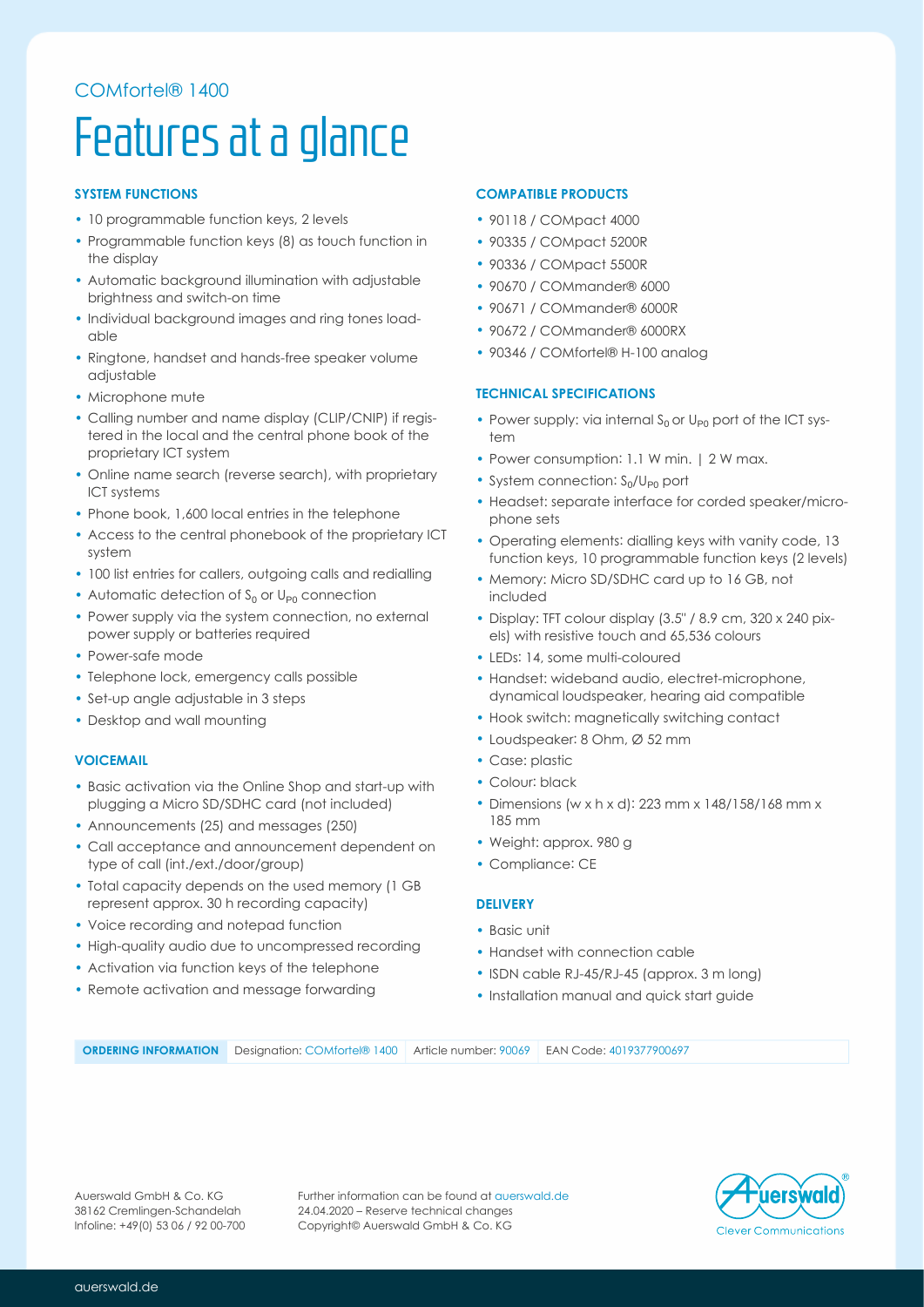COMfortel® 1400

# Features at a glance

### SYSTEM FUNCTIONS

- 10 programmable function keys, 2 levels
- Programmable function keys (8) as touch function in the display
- Automatic background illumination with adjustable brightness and switch-on time
- Individual background images and ring tones loadable
- Ringtone, handset and hands-free speaker volume adjustable
- Microphone mute
- Calling number and name display (CLIP/CNIP) if registered in the local and the central phone book of the proprietary ICT system
- Online name search (reverse search), with proprietary ICT systems
- Phone book, 1,600 local entries in the telephone
- Access to the central phonebook of the proprietary ICT system
- 100 list entries for callers, outgoing calls and redialling
- Automatic detection of $S_0$ or $U_{P0}$ connection
- Power supply via the system connection, no external power supply or batteries required
- Power-safe mode
- Telephone lock, emergency calls possible
- Set-up angle adjustable in 3 steps
- Desktop and wall mounting

### VOICEMAIL

- Basic activation via the Online Shop and start-up with plugging a Micro SD/SDHC card (not included)
- Announcements (25) and messages (250)
- Call acceptance and announcement dependent on type of call (int./ext./door/group)
- Total capacity depends on the used memory (1 GB represent approx. 30 h recording capacity)
- Voice recording and notepad function
- High-quality audio due to uncompressed recording
- Activation via function keys of the telephone
- Remote activation and message forwarding

### COMPATIBLE PRODUCTS

- 90118 / COMpact 4000
- 90335 / COMpact 5200R
- 90336 / COMpact 5500R
- 90670 / COMmander® 6000
- 90671 / COMmander® 6000R
- 90672 / COMmander® 6000RX
- 90346 / COMfortel® H-100 analog

### TECHNICAL SPECIFICATIONS

- Power supply: via internal $S_0$ or $U_{P0}$ port of the ICT system
- Power consumption: 1.1 W min. | 2 W max.
- System connection: $S_0$/$U_{P0}$ port
- Headset: separate interface for corded speaker/microphone sets
- Operating elements: dialling keys with vanity code, 13 function keys, 10 programmable function keys (2 levels)
- Memory: Micro SD/SDHC card up to 16 GB, not included
- Display: TFT colour display (3.5" / 8.9 cm, 320 x 240 pixels) with resistive touch and 65,536 colours
- LEDs: 14, some multi-coloured
- Handset: wideband audio, electret-microphone, dynamical loudspeaker, hearing aid compatible
- Hook switch: magnetically switching contact
- Loudspeaker: 8 Ohm, Ø 52 mm
- Case: plastic
- Colour: black
- Dimensions (w x h x d): 223 mm x 148/158/168 mm x 185 mm
- Weight: approx. 980 g
- Compliance: CE

### DELIVERY

- Basic unit
- Handset with connection cable
- ISDN cable RJ-45/RJ-45 (approx. 3 m long)
- Installation manual and quick start guide

| ORDERING INFORMATION | Designation: COMfortel® 1400 | Article number: 90069 | EAN Code: 4019377900697 |
|---|---|---|---|

Auerswald GmbH & Co. KG
38162 Cremlingen-Schandelah
Infoline: +49(0) 53 06 / 92 00-700

Further information can be found at auerswald.de
24.04.2020 – Reserve technical changes
Copyright© Auerswald GmbH & Co. KG

Clever Communications